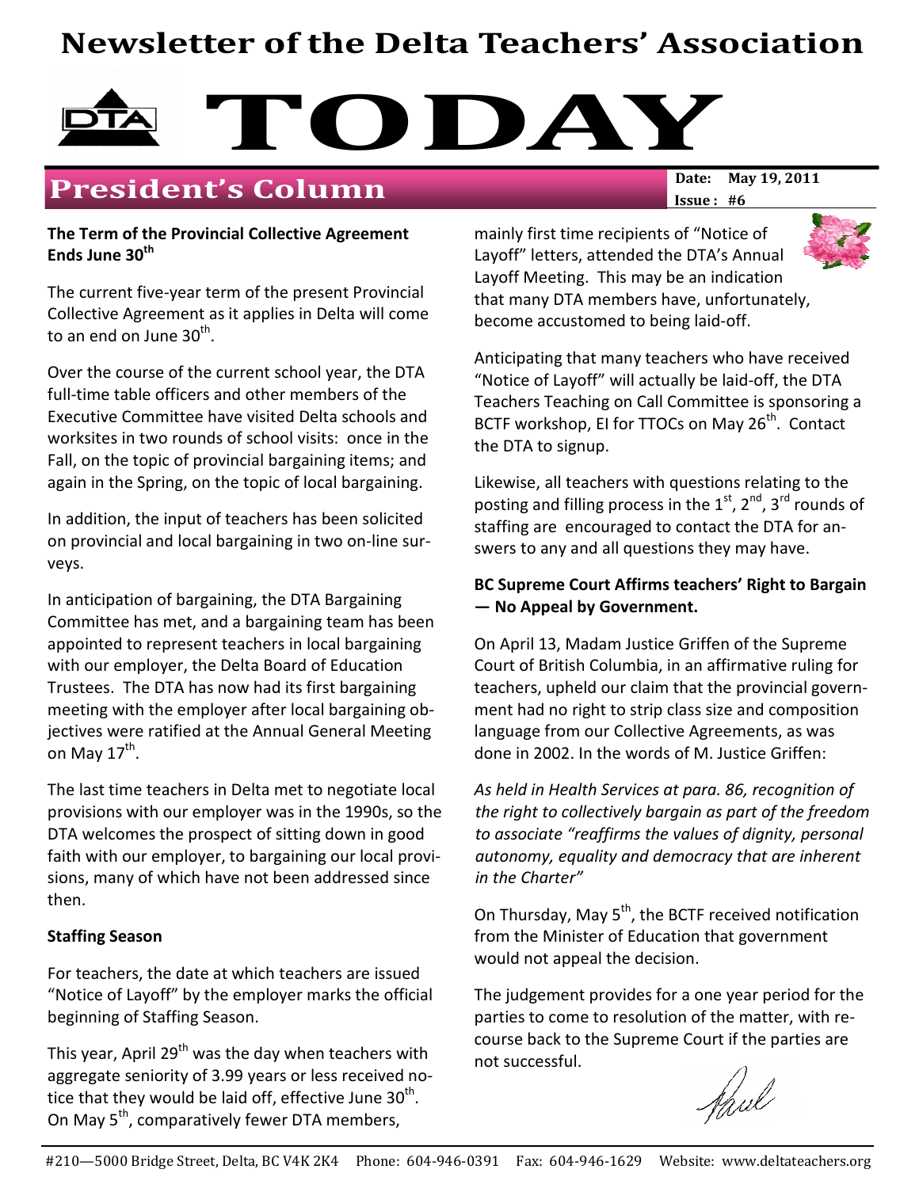# Newsletter of the Delta Teachers' Association

# TODAY

## President's Column

**Date:** May 19, 2011
**Issue :** #6

**The Term of the Provincial Collective Agreement Ends June 30th**

The current five-year term of the present Provincial Collective Agreement as it applies in Delta will come to an end on June 30th.

Over the course of the current school year, the DTA full-time table officers and other members of the Executive Committee have visited Delta schools and worksites in two rounds of school visits: once in the Fall, on the topic of provincial bargaining items; and again in the Spring, on the topic of local bargaining.

In addition, the input of teachers has been solicited on provincial and local bargaining in two on-line surveys.

In anticipation of bargaining, the DTA Bargaining Committee has met, and a bargaining team has been appointed to represent teachers in local bargaining with our employer, the Delta Board of Education Trustees. The DTA has now had its first bargaining meeting with the employer after local bargaining objectives were ratified at the Annual General Meeting on May 17th.

The last time teachers in Delta met to negotiate local provisions with our employer was in the 1990s, so the DTA welcomes the prospect of sitting down in good faith with our employer, to bargaining our local provisions, many of which have not been addressed since then.

**Staffing Season**

For teachers, the date at which teachers are issued "Notice of Layoff" by the employer marks the official beginning of Staffing Season.

This year, April 29th was the day when teachers with aggregate seniority of 3.99 years or less received notice that they would be laid off, effective June 30th. On May 5th, comparatively fewer DTA members, mainly first time recipients of "Notice of Layoff" letters, attended the DTA's Annual Layoff Meeting. This may be an indication that many DTA members have, unfortunately, become accustomed to being laid-off.

Anticipating that many teachers who have received "Notice of Layoff" will actually be laid-off, the DTA Teachers Teaching on Call Committee is sponsoring a BCTF workshop, EI for TTOCs on May 26th. Contact the DTA to signup.

Likewise, all teachers with questions relating to the posting and filling process in the 1st, 2nd, 3rd rounds of staffing are encouraged to contact the DTA for answers to any and all questions they may have.

**BC Supreme Court Affirms teachers' Right to Bargain — No Appeal by Government.**

On April 13, Madam Justice Griffen of the Supreme Court of British Columbia, in an affirmative ruling for teachers, upheld our claim that the provincial government had no right to strip class size and composition language from our Collective Agreements, as was done in 2002. In the words of M. Justice Griffen:

*As held in Health Services at para. 86, recognition of the right to collectively bargain as part of the freedom to associate "reaffirms the values of dignity, personal autonomy, equality and democracy that are inherent in the Charter"*

On Thursday, May 5th, the BCTF received notification from the Minister of Education that government would not appeal the decision.

The judgement provides for a one year period for the parties to come to resolution of the matter, with recourse back to the Supreme Court if the parties are not successful.

Paul

#210—5000 Bridge Street, Delta, BC V4K 2K4 Phone: 604-946-0391 Fax: 604-946-1629 Website: www.deltateachers.org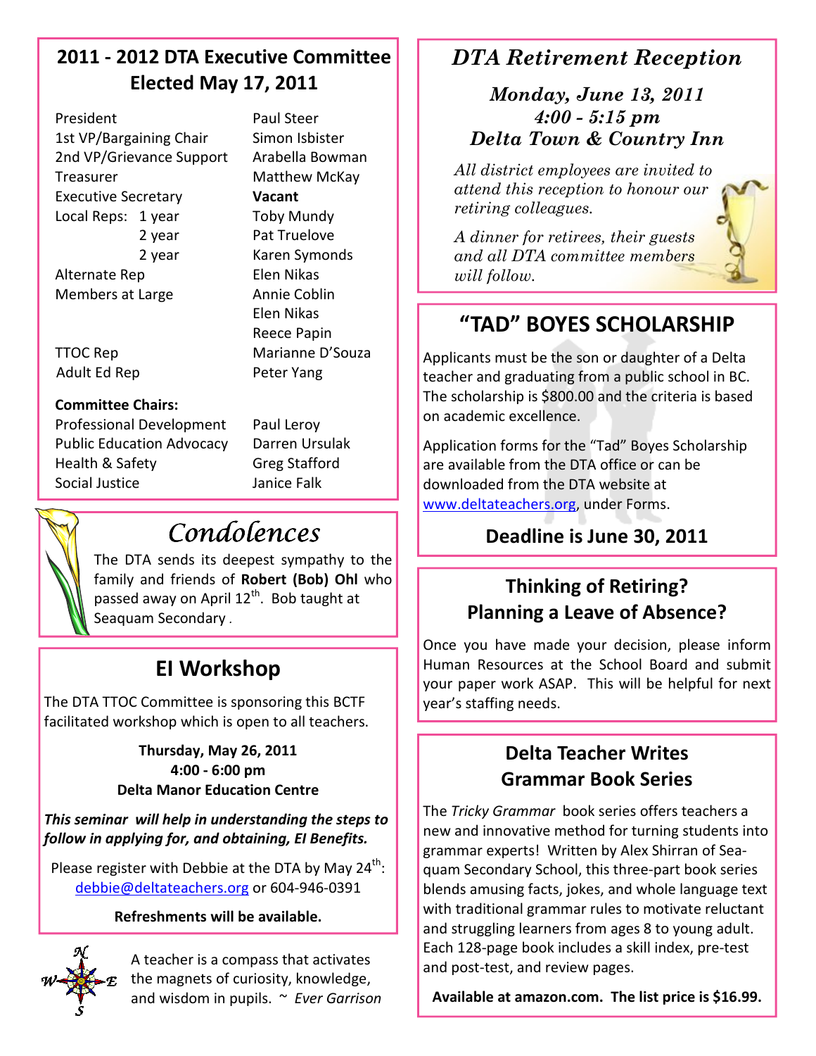## 2011 - 2012 DTA Executive Committee Elected May 17, 2011

| | |
|---|---|
| President | Paul Steer |
| 1st VP/Bargaining Chair | Simon Isbister |
| 2nd VP/Grievance Support | Arabella Bowman |
| Treasurer | Matthew McKay |
| Executive Secretary | **Vacant** |
| Local Reps: 1 year | Toby Mundy |
| 2 year | Pat Truelove |
| 2 year | Karen Symonds |
| Alternate Rep | Elen Nikas |
| Members at Large | Annie Coblin |
| | Elen Nikas |
| | Reece Papin |
| TTOC Rep | Marianne D'Souza |
| Adult Ed Rep | Peter Yang |

**Committee Chairs:**

| | |
|---|---|
| Professional Development | Paul Leroy |
| Public Education Advocacy | Darren Ursulak |
| Health & Safety | Greg Stafford |
| Social Justice | Janice Falk |

## *Condolences*

The DTA sends its deepest sympathy to the family and friends of **Robert (Bob) Ohl** who passed away on April 12th. Bob taught at Seaquam Secondary .

## EI Workshop

The DTA TTOC Committee is sponsoring this BCTF facilitated workshop which is open to all teachers.

**Thursday, May 26, 2011**
**4:00 - 6:00 pm**
**Delta Manor Education Centre**

***This seminar will help in understanding the steps to follow in applying for, and obtaining, EI Benefits.***

Please register with Debbie at the DTA by May 24th: debbie@deltateachers.org or 604-946-0391

**Refreshments will be available.**

A teacher is a compass that activates the magnets of curiosity, knowledge, and wisdom in pupils. ~ *Ever Garrison*

## *DTA Retirement Reception*

***Monday, June 13, 2011***
***4:00 - 5:15 pm***
***Delta Town & Country Inn***

*All district employees are invited to attend this reception to honour our retiring colleagues.*

*A dinner for retirees, their guests and all DTA committee members will follow.*

## "TAD" BOYES SCHOLARSHIP

Applicants must be the son or daughter of a Delta teacher and graduating from a public school in BC. The scholarship is $800.00 and the criteria is based on academic excellence.

Application forms for the "Tad" Boyes Scholarship are available from the DTA office or can be downloaded from the DTA website at www.deltateachers.org, under Forms.

**Deadline is June 30, 2011**

## Thinking of Retiring? Planning a Leave of Absence?

Once you have made your decision, please inform Human Resources at the School Board and submit your paper work ASAP. This will be helpful for next year's staffing needs.

## Delta Teacher Writes Grammar Book Series

The *Tricky Grammar* book series offers teachers a new and innovative method for turning students into grammar experts! Written by Alex Shirran of Seaquam Secondary School, this three-part book series blends amusing facts, jokes, and whole language text with traditional grammar rules to motivate reluctant and struggling learners from ages 8 to young adult. Each 128-page book includes a skill index, pre-test and post-test, and review pages.

**Available at amazon.com. The list price is $16.99.**